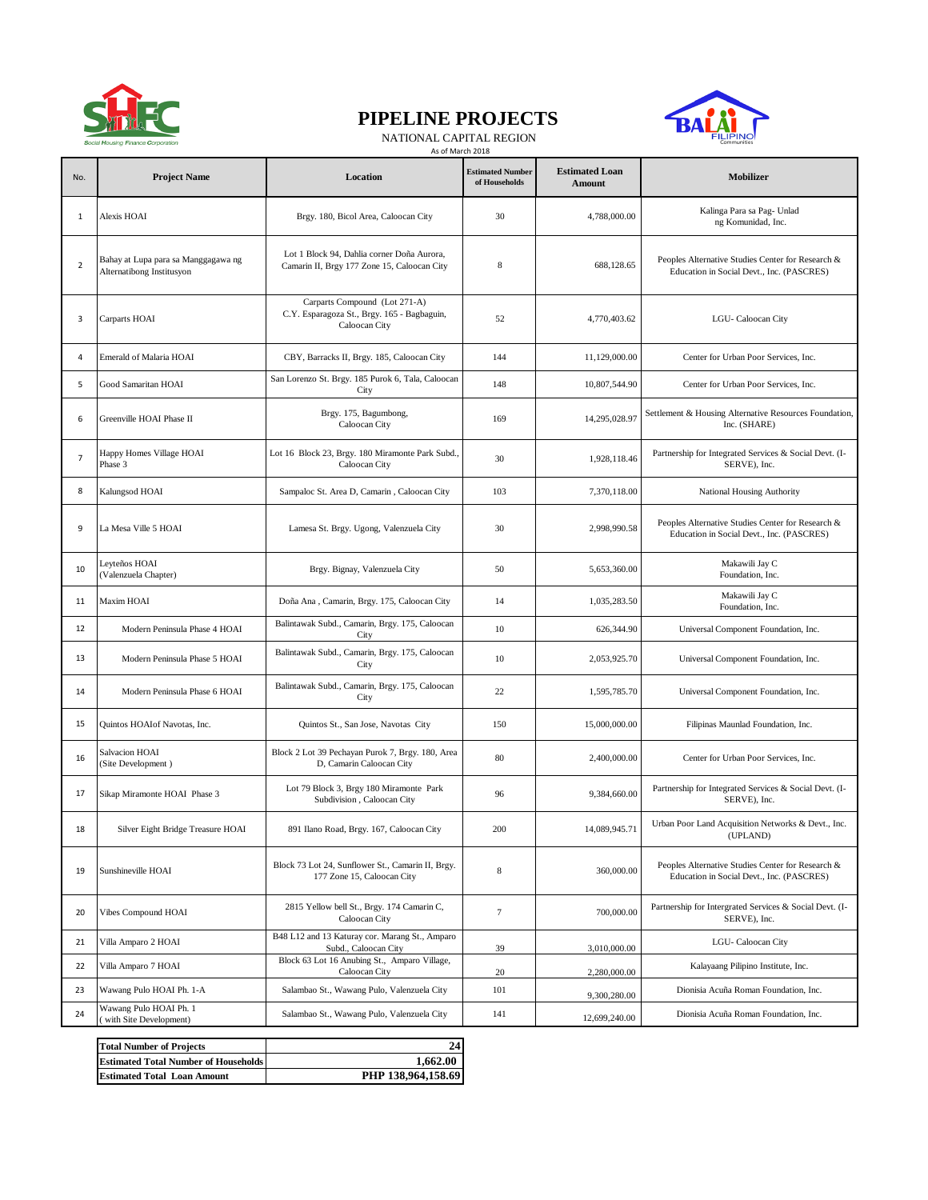# PIPELINE PROJECTS

NATIONAL CAPITAL REGION

As of March 2018

| No. | Project Name | Location | Estimated Number of Households | Estimated Loan Amount | Mobilizer |
|---|---|---|---|---|---|
| 1 | Alexis HOAI | Brgy. 180, Bicol Area, Caloocan City | 30 | 4,788,000.00 | Kalinga Para sa Pag- Unlad ng Komunidad, Inc. |
| 2 | Bahay at Lupa para sa Manggagawa ng Alternatibong Institusyon | Lot 1 Block 94, Dahlia corner Doña Aurora, Camarin II, Brgy 177 Zone 15, Caloocan City | 8 | 688,128.65 | Peoples Alternative Studies Center for Research & Education in Social Devt., Inc. (PASCRES) |
| 3 | Carparts HOAI | Carparts Compound (Lot 271-A) C.Y. Esparagoza St., Brgy. 165 - Bagbaguin, Caloocan City | 52 | 4,770,403.62 | LGU- Caloocan City |
| 4 | Emerald of Malaria HOAI | CBY, Barracks II, Brgy. 185, Caloocan City | 144 | 11,129,000.00 | Center for Urban Poor Services, Inc. |
| 5 | Good Samaritan HOAI | San Lorenzo St. Brgy. 185 Purok 6, Tala, Caloocan City | 148 | 10,807,544.90 | Center for Urban Poor Services, Inc. |
| 6 | Greenville HOAI Phase II | Brgy. 175, Bagumbong, Caloocan City | 169 | 14,295,028.97 | Settlement & Housing Alternative Resources Foundation, Inc. (SHARE) |
| 7 | Happy Homes Village HOAI Phase 3 | Lot 16 Block 23, Brgy. 180 Miramonte Park Subd., Caloocan City | 30 | 1,928,118.46 | Partnership for Integrated Services & Social Devt. (I-SERVE), Inc. |
| 8 | Kalungsod HOAI | Sampaloc St. Area D, Camarin , Caloocan City | 103 | 7,370,118.00 | National Housing Authority |
| 9 | La Mesa Ville 5 HOAI | Lamesa St. Brgy. Ugong, Valenzuela City | 30 | 2,998,990.58 | Peoples Alternative Studies Center for Research & Education in Social Devt., Inc. (PASCRES) |
| 10 | Leyteños HOAI (Valenzuela Chapter) | Brgy. Bignay, Valenzuela City | 50 | 5,653,360.00 | Makawili Jay C Foundation, Inc. |
| 11 | Maxim HOAI | Doña Ana , Camarin, Brgy. 175, Caloocan City | 14 | 1,035,283.50 | Makawili Jay C Foundation, Inc. |
| 12 | Modern Peninsula Phase 4 HOAI | Balintawak Subd., Camarin, Brgy. 175, Caloocan City | 10 | 626,344.90 | Universal Component Foundation, Inc. |
| 13 | Modern Peninsula Phase 5 HOAI | Balintawak Subd., Camarin, Brgy. 175, Caloocan City | 10 | 2,053,925.70 | Universal Component Foundation, Inc. |
| 14 | Modern Peninsula Phase 6 HOAI | Balintawak Subd., Camarin, Brgy. 175, Caloocan City | 22 | 1,595,785.70 | Universal Component Foundation, Inc. |
| 15 | Quintos HOAIof Navotas, Inc. | Quintos St., San Jose, Navotas City | 150 | 15,000,000.00 | Filipinas Maunlad Foundation, Inc. |
| 16 | Salvacion HOAI (Site Development ) | Block 2 Lot 39 Pechayan Purok 7, Brgy. 180, Area D, Camarin Caloocan City | 80 | 2,400,000.00 | Center for Urban Poor Services, Inc. |
| 17 | Sikap Miramonte HOAI Phase 3 | Lot 79 Block 3, Brgy 180 Miramonte Park Subdivision , Caloocan City | 96 | 9,384,660.00 | Partnership for Integrated Services & Social Devt. (I-SERVE), Inc. |
| 18 | Silver Eight Bridge Treasure HOAI | 891 Ilano Road, Brgy. 167, Caloocan City | 200 | 14,089,945.71 | Urban Poor Land Acquisition Networks & Devt., Inc. (UPLAND) |
| 19 | Sunshineville HOAI | Block 73 Lot 24, Sunflower St., Camarin II, Brgy. 177 Zone 15, Caloocan City | 8 | 360,000.00 | Peoples Alternative Studies Center for Research & Education in Social Devt., Inc. (PASCRES) |
| 20 | Vibes Compound HOAI | 2815 Yellow bell St., Brgy. 174 Camarin C, Caloocan City | 7 | 700,000.00 | Partnership for Intergrated Services & Social Devt. (I-SERVE), Inc. |
| 21 | Villa Amparo 2 HOAI | B48 L12 and 13 Katuray cor. Marang St., Amparo Subd., Caloocan City | 39 | 3,010,000.00 | LGU- Caloocan City |
| 22 | Villa Amparo 7 HOAI | Block 63 Lot 16 Anubing St., Amparo Village, Caloocan City | 20 | 2,280,000.00 | Kalayaang Pilipino Institute, Inc. |
| 23 | Wawang Pulo HOAI Ph. 1-A | Salambao St., Wawang Pulo, Valenzuela City | 101 | 9,300,280.00 | Dionisia Acuña Roman Foundation, Inc. |
| 24 | Wawang Pulo HOAI Ph. 1 ( with Site Development) | Salambao St., Wawang Pulo, Valenzuela City | 141 | 12,699,240.00 | Dionisia Acuña Roman Foundation, Inc. |

| | |
|---|---|
| **Total Number of Projects** | **24** |
| **Estimated Total Number of Households** | **1,662.00** |
| **Estimated Total Loan Amount** | **PHP 138,964,158.69** |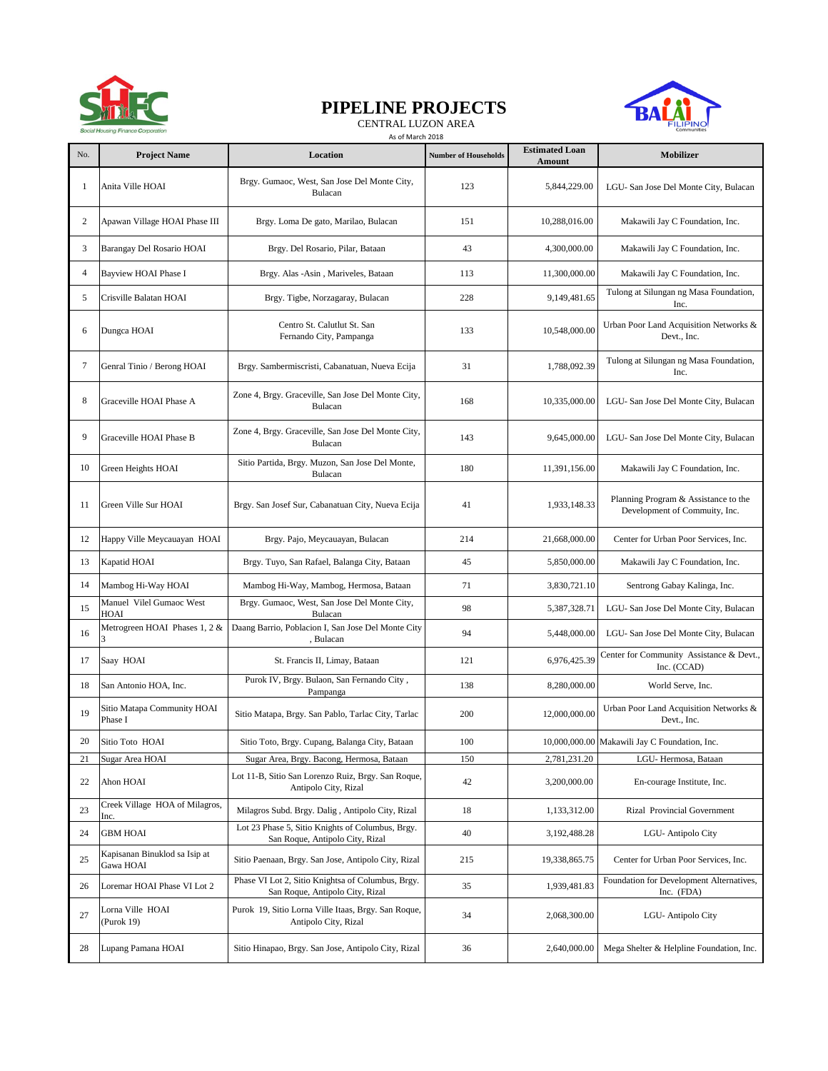# PIPELINE PROJECTS

CENTRAL LUZON AREA

As of March 2018

| No. | Project Name | Location | Number of Households | Estimated Loan Amount | Mobilizer |
|---|---|---|---|---|---|
| 1 | Anita Ville HOAI | Brgy. Gumaoc, West, San Jose Del Monte City, Bulacan | 123 | 5,844,229.00 | LGU- San Jose Del Monte City, Bulacan |
| 2 | Apawan Village HOAI Phase III | Brgy. Loma De gato, Marilao, Bulacan | 151 | 10,288,016.00 | Makawili Jay C Foundation, Inc. |
| 3 | Barangay Del Rosario HOAI | Brgy. Del Rosario, Pilar, Bataan | 43 | 4,300,000.00 | Makawili Jay C Foundation, Inc. |
| 4 | Bayview HOAI Phase I | Brgy. Alas -Asin , Mariveles, Bataan | 113 | 11,300,000.00 | Makawili Jay C Foundation, Inc. |
| 5 | Crisville Balatan HOAI | Brgy. Tigbe, Norzagaray, Bulacan | 228 | 9,149,481.65 | Tulong at Silungan ng Masa Foundation, Inc. |
| 6 | Dungca HOAI | Centro St. Calutlut St. San Fernando City, Pampanga | 133 | 10,548,000.00 | Urban Poor Land Acquisition Networks & Devt., Inc. |
| 7 | Genral Tinio / Berong HOAI | Brgy. Sambermiscristi, Cabanatuan, Nueva Ecija | 31 | 1,788,092.39 | Tulong at Silungan ng Masa Foundation, Inc. |
| 8 | Graceville HOAI Phase A | Zone 4, Brgy. Graceville, San Jose Del Monte City, Bulacan | 168 | 10,335,000.00 | LGU- San Jose Del Monte City, Bulacan |
| 9 | Graceville HOAI Phase B | Zone 4, Brgy. Graceville, San Jose Del Monte City, Bulacan | 143 | 9,645,000.00 | LGU- San Jose Del Monte City, Bulacan |
| 10 | Green Heights HOAI | Sitio Partida, Brgy. Muzon, San Jose Del Monte, Bulacan | 180 | 11,391,156.00 | Makawili Jay C Foundation, Inc. |
| 11 | Green Ville Sur HOAI | Brgy. San Josef Sur, Cabanatuan City, Nueva Ecija | 41 | 1,933,148.33 | Planning Program & Assistance to the Development of Commuity, Inc. |
| 12 | Happy Ville Meycauayan HOAI | Brgy. Pajo, Meycauayan, Bulacan | 214 | 21,668,000.00 | Center for Urban Poor Services, Inc. |
| 13 | Kapatid HOAI | Brgy. Tuyo, San Rafael, Balanga City, Bataan | 45 | 5,850,000.00 | Makawili Jay C Foundation, Inc. |
| 14 | Mambog Hi-Way HOAI | Mambog Hi-Way, Mambog, Hermosa, Bataan | 71 | 3,830,721.10 | Sentrong Gabay Kalinga, Inc. |
| 15 | Manuel Vilel Gumaoc West HOAI | Brgy. Gumaoc, West, San Jose Del Monte City, Bulacan | 98 | 5,387,328.71 | LGU- San Jose Del Monte City, Bulacan |
| 16 | Metrogreen HOAI Phases 1, 2 & 3 | Daang Barrio, Poblacion I, San Jose Del Monte City , Bulacan | 94 | 5,448,000.00 | LGU- San Jose Del Monte City, Bulacan |
| 17 | Saay HOAI | St. Francis II, Limay, Bataan | 121 | 6,976,425.39 | Center for Community Assistance & Devt., Inc. (CCAD) |
| 18 | San Antonio HOA, Inc. | Purok IV, Brgy. Bulaon, San Fernando City , Pampanga | 138 | 8,280,000.00 | World Serve, Inc. |
| 19 | Sitio Matapa Community HOAI Phase I | Sitio Matapa, Brgy. San Pablo, Tarlac City, Tarlac | 200 | 12,000,000.00 | Urban Poor Land Acquisition Networks & Devt., Inc. |
| 20 | Sitio Toto HOAI | Sitio Toto, Brgy. Cupang, Balanga City, Bataan | 100 | 10,000,000.00 | Makawili Jay C Foundation, Inc. |
| 21 | Sugar Area HOAI | Sugar Area, Brgy. Bacong, Hermosa, Bataan | 150 | 2,781,231.20 | LGU- Hermosa, Bataan |
| 22 | Ahon HOAI | Lot 11-B, Sitio San Lorenzo Ruiz, Brgy. San Roque, Antipolo City, Rizal | 42 | 3,200,000.00 | En-courage Institute, Inc. |
| 23 | Creek Village HOA of Milagros, Inc. | Milagros Subd. Brgy. Dalig , Antipolo City, Rizal | 18 | 1,133,312.00 | Rizal Provincial Government |
| 24 | GBM HOAI | Lot 23 Phase 5, Sitio Knights of Columbus, Brgy. San Roque, Antipolo City, Rizal | 40 | 3,192,488.28 | LGU- Antipolo City |
| 25 | Kapisanan Binuklod sa Isip at Gawa HOAI | Sitio Paenaan, Brgy. San Jose, Antipolo City, Rizal | 215 | 19,338,865.75 | Center for Urban Poor Services, Inc. |
| 26 | Loremar HOAI Phase VI Lot 2 | Phase VI Lot 2, Sitio Knightsa of Columbus, Brgy. San Roque, Antipolo City, Rizal | 35 | 1,939,481.83 | Foundation for Development Alternatives, Inc. (FDA) |
| 27 | Lorna Ville HOAI (Purok 19) | Purok 19, Sitio Lorna Ville Itaas, Brgy. San Roque, Antipolo City, Rizal | 34 | 2,068,300.00 | LGU- Antipolo City |
| 28 | Lupang Pamana HOAI | Sitio Hinapao, Brgy. San Jose, Antipolo City, Rizal | 36 | 2,640,000.00 | Mega Shelter & Helpline Foundation, Inc. |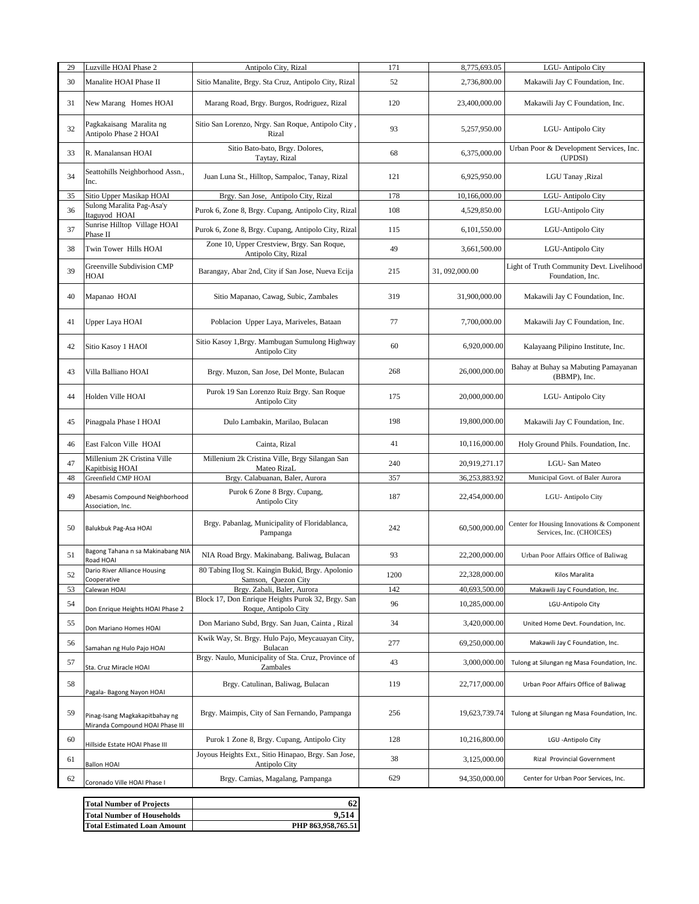| 29 | Luzville HOAI Phase 2 | Antipolo City, Rizal | 171 | 8,775,693.05 | LGU- Antipolo City |
|---|---|---|---|---|---|
| 30 | Manalite HOAI Phase II | Sitio Manalite, Brgy. Sta Cruz, Antipolo City, Rizal | 52 | 2,736,800.00 | Makawili Jay C Foundation, Inc. |
| 31 | New Marang Homes HOAI | Marang Road, Brgy. Burgos, Rodriguez, Rizal | 120 | 23,400,000.00 | Makawili Jay C Foundation, Inc. |
| 32 | Pagkakaisang Maralita ng Antipolo Phase 2 HOAI | Sitio San Lorenzo, Nrgy. San Roque, Antipolo City , Rizal | 93 | 5,257,950.00 | LGU- Antipolo City |
| 33 | R. Manalansan HOAI | Sitio Bato-bato, Brgy. Dolores, Taytay, Rizal | 68 | 6,375,000.00 | Urban Poor & Development Services, Inc. (UPDSI) |
| 34 | Seattohills Neighborhood Assn., Inc. | Juan Luna St., Hilltop, Sampaloc, Tanay, Rizal | 121 | 6,925,950.00 | LGU Tanay ,Rizal |
| 35 | Sitio Upper Masikap HOAI | Brgy. San Jose, Antipolo City, Rizal | 178 | 10,166,000.00 | LGU- Antipolo City |
| 36 | Sulong Maralita Pag-Asa'y Itaguyod HOAI | Purok 6, Zone 8, Brgy. Cupang, Antipolo City, Rizal | 108 | 4,529,850.00 | LGU-Antipolo City |
| 37 | Sunrise Hilltop Village HOAI Phase II | Purok 6, Zone 8, Brgy. Cupang, Antipolo City, Rizal | 115 | 6,101,550.00 | LGU-Antipolo City |
| 38 | Twin Tower Hills HOAI | Zone 10, Upper Crestview, Brgy. San Roque, Antipolo City, Rizal | 49 | 3,661,500.00 | LGU-Antipolo City |
| 39 | Greenville Subdivision CMP HOAI | Barangay, Abar 2nd, City if San Jose, Nueva Ecija | 215 | 31, 092,000.00 | Light of Truth Community Devt. Livelihood Foundation, Inc. |
| 40 | Mapanao HOAI | Sitio Mapanao, Cawag, Subic, Zambales | 319 | 31,900,000.00 | Makawili Jay C Foundation, Inc. |
| 41 | Upper Laya HOAI | Poblacion Upper Laya, Mariveles, Bataan | 77 | 7,700,000.00 | Makawili Jay C Foundation, Inc. |
| 42 | Sitio Kasoy 1 HAOI | Sitio Kasoy 1,Brgy. Mambugan Sumulong Highway Antipolo City | 60 | 6,920,000.00 | Kalayaang Pilipino Institute, Inc. |
| 43 | Villa Balliano HOAI | Brgy. Muzon, San Jose, Del Monte, Bulacan | 268 | 26,000,000.00 | Bahay at Buhay sa Mabuting Pamayanan (BBMP), Inc. |
| 44 | Holden Ville HOAI | Purok 19 San Lorenzo Ruiz Brgy. San Roque Antipolo City | 175 | 20,000,000.00 | LGU- Antipolo City |
| 45 | Pinagpala Phase I HOAI | Dulo Lambakin, Marilao, Bulacan | 198 | 19,800,000.00 | Makawili Jay C Foundation, Inc. |
| 46 | East Falcon Ville HOAI | Cainta, Rizal | 41 | 10,116,000.00 | Holy Ground Phils. Foundation, Inc. |
| 47 | Millenium 2K Cristina Ville Kapitbisig HOAI | Millenium 2k Cristina Ville, Brgy Silangan San Mateo RizaL | 240 | 20,919,271.17 | LGU- San Mateo |
| 48 | Greenfield CMP HOAI | Brgy. Calabuanan, Baler, Aurora | 357 | 36,253,883.92 | Municipal Govt. of Baler Aurora |
| 49 | Abesamis Compound Neighborhood Association, Inc. | Purok 6 Zone 8 Brgy. Cupang, Antipolo City | 187 | 22,454,000.00 | LGU- Antipolo City |
| 50 | Balukbuk Pag-Asa HOAI | Brgy. Pabanlag, Municipality of Floridablanca, Pampanga | 242 | 60,500,000.00 | Center for Housing Innovations & Component Services, Inc. (CHOICES) |
| 51 | Bagong Tahana n sa Makinabang NIA Road HOAI | NIA Road Brgy. Makinabang. Baliwag, Bulacan | 93 | 22,200,000.00 | Urban Poor Affairs Office of Baliwag |
| 52 | Dario River Alliance Housing Cooperative | 80 Tabing Ilog St. Kaingin Bukid, Brgy. Apolonio Samson, Quezon City | 1200 | 22,328,000.00 | Kilos Maralita |
| 53 | Calewan HOAI | Brgy. Zabali, Baler, Aurora | 142 | 40,693,500.00 | Makawili Jay C Foundation, Inc. |
| 54 | Don Enrique Heights HOAI Phase 2 | Block 17, Don Enrique Heights Purok 32, Brgy. San Roque, Antipolo City | 96 | 10,285,000.00 | LGU-Antipolo City |
| 55 | Don Mariano Homes HOAI | Don Mariano Subd, Brgy. San Juan, Cainta , Rizal | 34 | 3,420,000.00 | United Home Devt. Foundation, Inc. |
| 56 | Samahan ng Hulo Pajo HOAI | Kwik Way, St. Brgy. Hulo Pajo, Meycauayan City, Bulacan | 277 | 69,250,000.00 | Makawili Jay C Foundation, Inc. |
| 57 | Sta. Cruz Miracle HOAI | Brgy. Naulo, Municipality of Sta. Cruz, Province of Zambales | 43 | 3,000,000.00 | Tulong at Silungan ng Masa Foundation, Inc. |
| 58 | Pagala- Bagong Nayon HOAI | Brgy. Catulinan, Baliwag, Bulacan | 119 | 22,717,000.00 | Urban Poor Affairs Office of Baliwag |
| 59 | Pinag-Isang Magkakapitbahay ng Miranda Compound HOAI Phase III | Brgy. Maimpis, City of San Fernando, Pampanga | 256 | 19,623,739.74 | Tulong at Silungan ng Masa Foundation, Inc. |
| 60 | Hillside Estate HOAI Phase III | Purok 1 Zone 8, Brgy. Cupang, Antipolo City | 128 | 10,216,800.00 | LGU -Antipolo City |
| 61 | Ballon HOAI | Joyous Heights Ext., Sitio Hinapao, Brgy. San Jose, Antipolo City | 38 | 3,125,000.00 | Rizal Provincial Government |
| 62 | Coronado Ville HOAI Phase I | Brgy. Camias, Magalang, Pampanga | 629 | 94,350,000.00 | Center for Urban Poor Services, Inc. |

| **Total Number of Projects** | **62** |
|---|---|
| **Total Number of Households** | **9,514** |
| **Total Estimated Loan Amount** | **PHP 863,958,765.51** |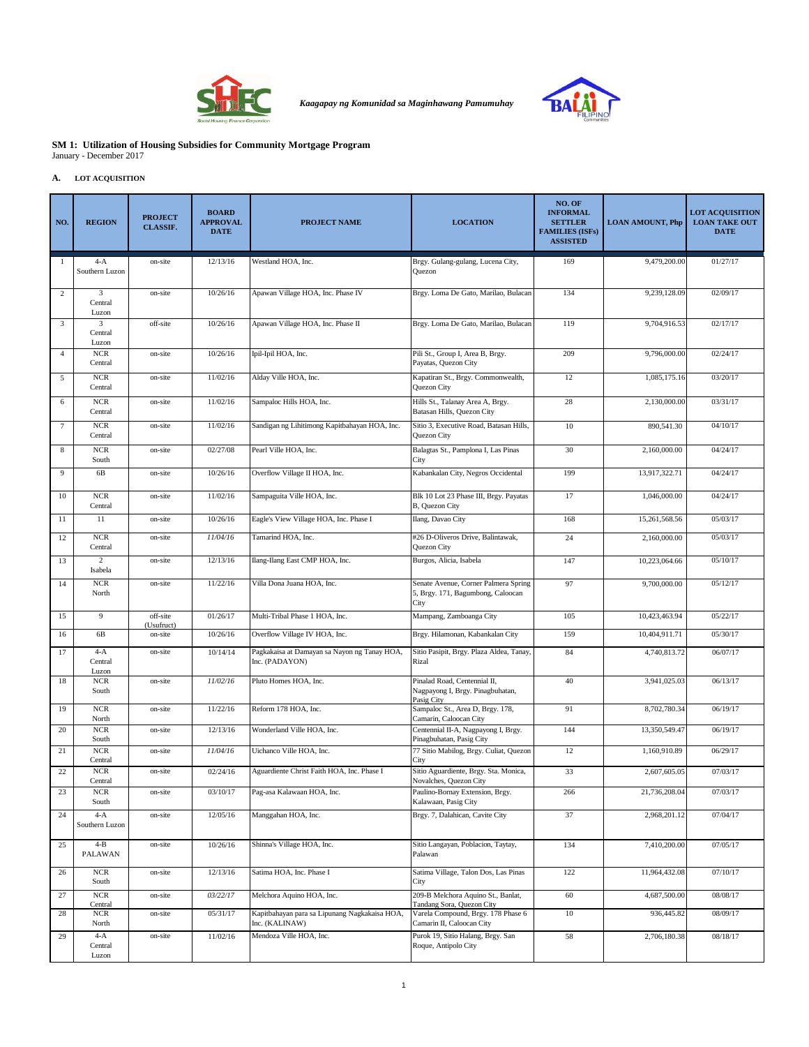Kaagapay ng Komunidad sa Maginhawang Pamumuhay

**SM 1: Utilization of Housing Subsidies for Community Mortgage Program**
January - December 2017

**A. LOT ACQUISITION**

| NO. | REGION | PROJECT CLASSIF. | BOARD APPROVAL DATE | PROJECT NAME | LOCATION | NO. OF INFORMAL SETTLER FAMILIES (ISFs) ASSISTED | LOAN AMOUNT, Php | LOT ACQUISITION LOAN TAKE OUT DATE |
|---|---|---|---|---|---|---|---|---|
| 1 | 4-A Southern Luzon | on-site | 12/13/16 | Westland HOA, Inc. | Brgy. Gulang-gulang, Lucena City, Quezon | 169 | 9,479,200.00 | 01/27/17 |
| 2 | 3 Central Luzon | on-site | 10/26/16 | Apawan Village HOA, Inc. Phase IV | Brgy. Loma De Gato, Marilao, Bulacan | 134 | 9,239,128.09 | 02/09/17 |
| 3 | 3 Central Luzon | off-site | 10/26/16 | Apawan Village HOA, Inc. Phase II | Brgy. Loma De Gato, Marilao, Bulacan | 119 | 9,704,916.53 | 02/17/17 |
| 4 | NCR Central | on-site | 10/26/16 | Ipil-Ipil HOA, Inc. | Pili St., Group I, Area B, Brgy. Payatas, Quezon City | 209 | 9,796,000.00 | 02/24/17 |
| 5 | NCR Central | on-site | 11/02/16 | Alday Ville HOA, Inc. | Kapatiran St., Brgy. Commonwealth, Quezon City | 12 | 1,085,175.16 | 03/20/17 |
| 6 | NCR Central | on-site | 11/02/16 | Sampaloc Hills HOA, Inc. | Hills St., Talanay Area A, Brgy. Batasan Hills, Quezon City | 28 | 2,130,000.00 | 03/31/17 |
| 7 | NCR Central | on-site | 11/02/16 | Sandigan ng Lihitimong Kapitbahayan HOA, Inc. | Sitio 3, Executive Road, Batasan Hills, Quezon City | 10 | 890,541.30 | 04/10/17 |
| 8 | NCR South | on-site | 02/27/08 | Pearl Ville HOA, Inc. | Balagtas St., Pamplona I, Las Pinas City | 30 | 2,160,000.00 | 04/24/17 |
| 9 | 6B | on-site | 10/26/16 | Overflow Village II HOA, Inc. | Kabankalan City, Negros Occidental | 199 | 13,917,322.71 | 04/24/17 |
| 10 | NCR Central | on-site | 11/02/16 | Sampaguita Ville HOA, Inc. | Blk 10 Lot 23 Phase III, Brgy. Payatas B, Quezon City | 17 | 1,046,000.00 | 04/24/17 |
| 11 | 11 | on-site | 10/26/16 | Eagle's View Village HOA, Inc. Phase I | Ilang, Davao City | 168 | 15,261,568.56 | 05/03/17 |
| 12 | NCR Central | on-site | *11/04/16* | Tamarind HOA, Inc. | #26 D-Oliveros Drive, Balintawak, Quezon City | 24 | 2,160,000.00 | 05/03/17 |
| 13 | 2 Isabela | on-site | 12/13/16 | Ilang-Ilang East CMP HOA, Inc. | Burgos, Alicia, Isabela | 147 | 10,223,064.66 | 05/10/17 |
| 14 | NCR North | on-site | 11/22/16 | Villa Dona Juana HOA, Inc. | Senate Avenue, Corner Palmera Spring 5, Brgy. 171, Bagumbong, Caloocan City | 97 | 9,700,000.00 | 05/12/17 |
| 15 | 9 | off-site (Usufruct) | 01/26/17 | Multi-Tribal Phase 1 HOA, Inc. | Mampang, Zamboanga City | 105 | 10,423,463.94 | 05/22/17 |
| 16 | 6B | on-site | 10/26/16 | Overflow Village IV HOA, Inc. | Brgy. Hilamonan, Kabankalan City | 159 | 10,404,911.71 | 05/30/17 |
| 17 | 4-A Central Luzon | on-site | 10/14/14 | Pagkakaisa at Damayan sa Nayon ng Tanay HOA, Inc. (PADAYON) | Sitio Pasipit, Brgy. Plaza Aldea, Tanay, Rizal | 84 | 4,740,813.72 | 06/07/17 |
| 18 | NCR South | on-site | *11/02/16* | Pluto Homes HOA, Inc. | Pinalad Road, Centennial II, Nagpayong I, Brgy. Pinagbuhatan, Pasig City | 40 | 3,941,025.03 | 06/13/17 |
| 19 | NCR North | on-site | 11/22/16 | Reform 178 HOA, Inc. | Sampaloc St., Area D, Brgy. 178, Camarin, Caloocan City | 91 | 8,702,780.34 | 06/19/17 |
| 20 | NCR South | on-site | 12/13/16 | Wonderland Ville HOA, Inc. | Centennial II-A, Nagpayong I, Brgy. Pinagbuhatan, Pasig City | 144 | 13,350,549.47 | 06/19/17 |
| 21 | NCR Central | on-site | *11/04/16* | Uichanco Ville HOA, Inc. | 77 Sitio Mabilog, Brgy. Culiat, Quezon City | 12 | 1,160,910.89 | 06/29/17 |
| 22 | NCR Central | on-site | 02/24/16 | Aguardiente Christ Faith HOA, Inc. Phase I | Sitio Aguardiente, Brgy. Sta. Monica, Novalches, Quezon City | 33 | 2,607,605.05 | 07/03/17 |
| 23 | NCR South | on-site | 03/10/17 | Pag-asa Kalawaan HOA, Inc. | Paulino-Bornay Extension, Brgy. Kalawaan, Pasig City | 266 | 21,736,208.04 | 07/03/17 |
| 24 | 4-A Southern Luzon | on-site | 12/05/16 | Manggahan HOA, Inc. | Brgy. 7, Dalahican, Cavite City | 37 | 2,968,201.12 | 07/04/17 |
| 25 | 4-B PALAWAN | on-site | 10/26/16 | Shinna's Village HOA, Inc. | Sitio Langayan, Poblacion, Taytay, Palawan | 134 | 7,410,200.00 | 07/05/17 |
| 26 | NCR South | on-site | 12/13/16 | Satima HOA, Inc. Phase I | Satima Village, Talon Dos, Las Pinas City | 122 | 11,964,432.08 | 07/10/17 |
| 27 | NCR Central | on-site | *03/22/17* | Melchora Aquino HOA, Inc. | 209-B Melchora Aquino St., Banlat, Tandang Sora, Quezon City | 60 | 4,687,500.00 | 08/08/17 |
| 28 | NCR North | on-site | 05/31/17 | Kapitbahayan para sa Lipunang Nagkakaisa HOA, Inc. (KALINAW) | Varela Compound, Brgy. 178 Phase 6 Camarin II, Caloocan City | 10 | 936,445.82 | 08/09/17 |
| 29 | 4-A Central Luzon | on-site | 11/02/16 | Mendoza Ville HOA, Inc. | Purok 19, Sitio Halang, Brgy. San Roque, Antipolo City | 58 | 2,706,180.38 | 08/18/17 |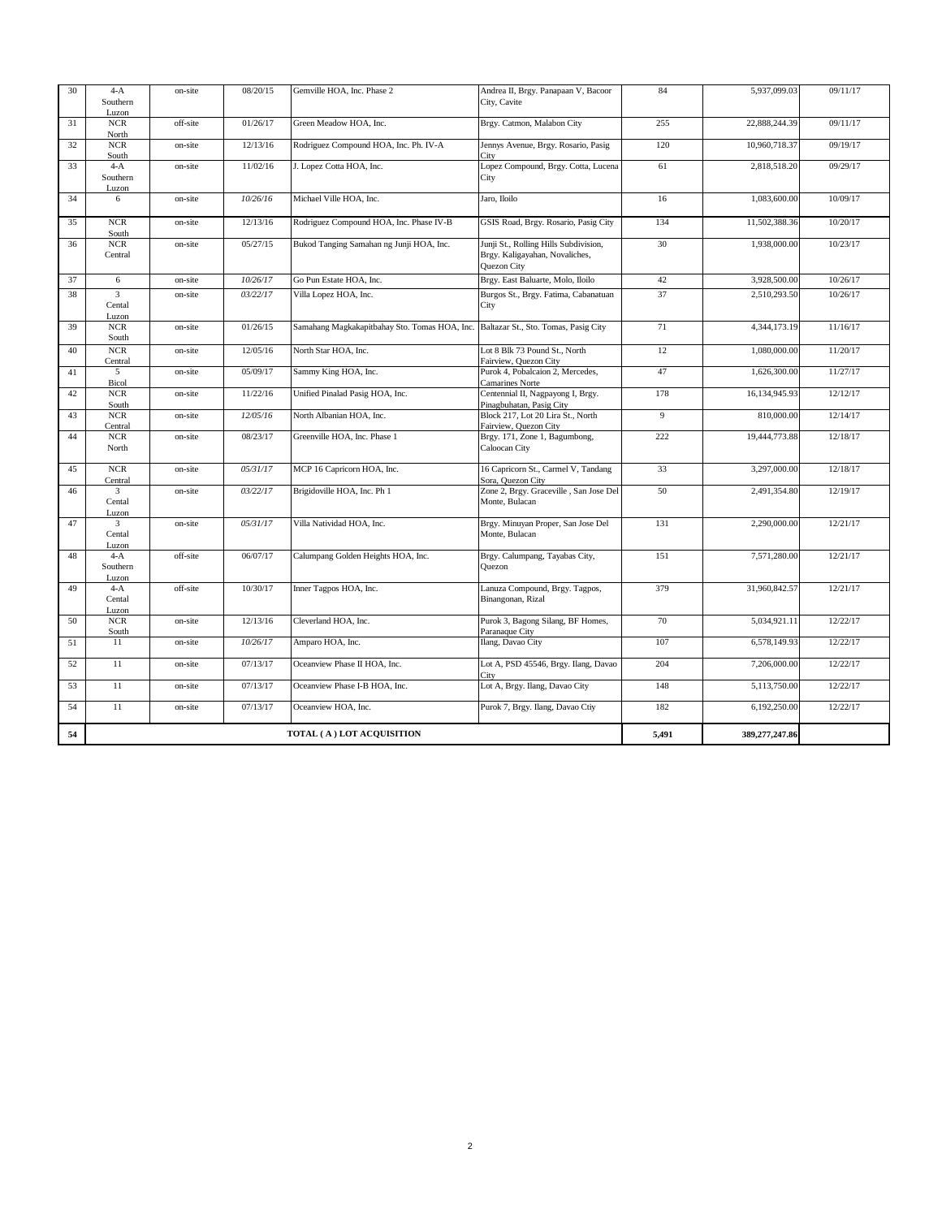| | | | | | | | | |
|---|---|---|---|---|---|---|---|---|
| 30 | 4-A Southern Luzon | on-site | 08/20/15 | Gemville HOA, Inc. Phase 2 | Andrea II, Brgy. Panapaan V, Bacoor City, Cavite | 84 | 5,937,099.03 | 09/11/17 |
| 31 | NCR North | off-site | 01/26/17 | Green Meadow HOA, Inc. | Brgy. Catmon, Malabon City | 255 | 22,888,244.39 | 09/11/17 |
| 32 | NCR South | on-site | 12/13/16 | Rodriguez Compound HOA, Inc. Ph. IV-A | Jennys Avenue, Brgy. Rosario, Pasig City | 120 | 10,960,718.37 | 09/19/17 |
| 33 | 4-A Southern Luzon | on-site | 11/02/16 | J. Lopez Cotta HOA, Inc. | Lopez Compound, Brgy. Cotta, Lucena City | 61 | 2,818,518.20 | 09/29/17 |
| 34 | 6 | on-site | *10/26/16* | Michael Ville HOA, Inc. | Jaro, Iloilo | 16 | 1,083,600.00 | 10/09/17 |
| 35 | NCR South | on-site | 12/13/16 | Rodriguez Compound HOA, Inc. Phase IV-B | GSIS Road, Brgy. Rosario, Pasig City | 134 | 11,502,388.36 | 10/20/17 |
| 36 | NCR Central | on-site | 05/27/15 | Bukod Tanging Samahan ng Junji HOA, Inc. | Junji St., Rolling Hills Subdivision, Brgy. Kaligayahan, Novaliches, Quezon City | 30 | 1,938,000.00 | 10/23/17 |
| 37 | 6 | on-site | *10/26/17* | Go Pun Estate HOA, Inc. | Brgy. East Baluarte, Molo, Iloilo | 42 | 3,928,500.00 | 10/26/17 |
| 38 | 3 Cental Luzon | on-site | *03/22/17* | Villa Lopez HOA, Inc. | Burgos St., Brgy. Fatima, Cabanatuan City | 37 | 2,510,293.50 | 10/26/17 |
| 39 | NCR South | on-site | 01/26/15 | Samahang Magkakapitbahay Sto. Tomas HOA, Inc. | Baltazar St., Sto. Tomas, Pasig City | 71 | 4,344,173.19 | 11/16/17 |
| 40 | NCR Central | on-site | 12/05/16 | North Star HOA, Inc. | Lot 8 Blk 73 Pound St., North Fairview, Quezon City | 12 | 1,080,000.00 | 11/20/17 |
| 41 | 5 Bicol | on-site | 05/09/17 | Sammy King HOA, Inc. | Purok 4, Pobalcaion 2, Mercedes, Camarines Norte | 47 | 1,626,300.00 | 11/27/17 |
| 42 | NCR South | on-site | 11/22/16 | Unified Pinalad Pasig HOA, Inc. | Centennial II, Nagpayong I, Brgy. Pinagbuhatan, Pasig City | 178 | 16,134,945.93 | 12/12/17 |
| 43 | NCR Central | on-site | *12/05/16* | North Albanian HOA, Inc. | Block 217, Lot 20 Lira St., North Fairview, Quezon City | 9 | 810,000.00 | 12/14/17 |
| 44 | NCR North | on-site | 08/23/17 | Greenville HOA, Inc. Phase 1 | Brgy. 171, Zone 1, Bagumbong, Caloocan City | 222 | 19,444,773.88 | 12/18/17 |
| 45 | NCR Central | on-site | *05/31/17* | MCP 16 Capricorn HOA, Inc. | 16 Capricorn St., Carmel V, Tandang Sora, Quezon City | 33 | 3,297,000.00 | 12/18/17 |
| 46 | 3 Cental Luzon | on-site | *03/22/17* | Brigidoville HOA, Inc. Ph 1 | Zone 2, Brgy. Graceville , San Jose Del Monte, Bulacan | 50 | 2,491,354.80 | 12/19/17 |
| 47 | 3 Cental Luzon | on-site | *05/31/17* | Villa Natividad HOA, Inc. | Brgy. Minuyan Proper, San Jose Del Monte, Bulacan | 131 | 2,290,000.00 | 12/21/17 |
| 48 | 4-A Southern Luzon | off-site | 06/07/17 | Calumpang Golden Heights HOA, Inc. | Brgy. Calumpang, Tayabas City, Quezon | 151 | 7,571,280.00 | 12/21/17 |
| 49 | 4-A Cental Luzon | off-site | 10/30/17 | Inner Tagpos HOA, Inc. | Lanuza Compound, Brgy. Tagpos, Binangonan, Rizal | 379 | 31,960,842.57 | 12/21/17 |
| 50 | NCR South | on-site | 12/13/16 | Cleverland HOA, Inc. | Purok 3, Bagong Silang, BF Homes, Paranaque City | 70 | 5,034,921.11 | 12/22/17 |
| 51 | 11 | on-site | *10/26/17* | Amparo HOA, Inc. | Ilang, Davao City | 107 | 6,578,149.93 | 12/22/17 |
| 52 | 11 | on-site | 07/13/17 | Oceanview Phase II HOA, Inc. | Lot A, PSD 45546, Brgy. Ilang, Davao City | 204 | 7,206,000.00 | 12/22/17 |
| 53 | 11 | on-site | 07/13/17 | Oceanview Phase I-B HOA, Inc. | Lot A, Brgy. Ilang, Davao City | 148 | 5,113,750.00 | 12/22/17 |
| 54 | 11 | on-site | 07/13/17 | Oceanview HOA, Inc. | Purok 7, Brgy. Ilang, Davao Ctiy | 182 | 6,192,250.00 | 12/22/17 |
| **54** | **TOTAL ( A ) LOT ACQUISITION** | | | | | **5,491** | **389,277,247.86** | |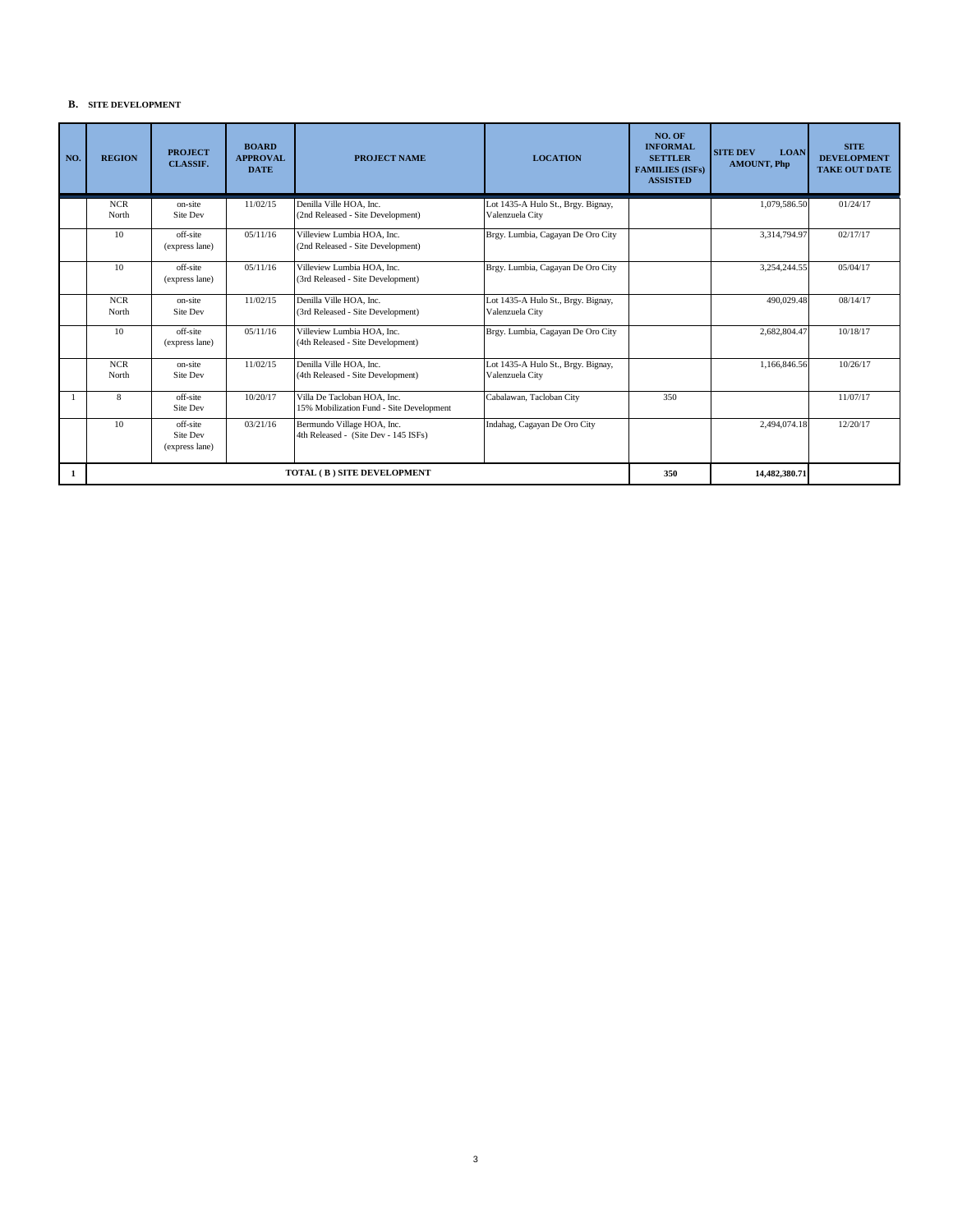**B. SITE DEVELOPMENT**

| NO. | REGION | PROJECT CLASSIF. | BOARD APPROVAL DATE | PROJECT NAME | LOCATION | NO. OF INFORMAL SETTLER FAMILIES (ISFs) ASSISTED | SITE DEV LOAN AMOUNT, Php | SITE DEVELOPMENT TAKE OUT DATE |
|---|---|---|---|---|---|---|---|---|
| | NCR North | on-site Site Dev | 11/02/15 | Denilla Ville HOA, Inc. (2nd Released - Site Development) | Lot 1435-A Hulo St., Brgy. Bignay, Valenzuela City | | 1,079,586.50 | 01/24/17 |
| | 10 | off-site (express lane) | 05/11/16 | Villeview Lumbia HOA, Inc. (2nd Released - Site Development) | Brgy. Lumbia, Cagayan De Oro City | | 3,314,794.97 | 02/17/17 |
| | 10 | off-site (express lane) | 05/11/16 | Villeview Lumbia HOA, Inc. (3rd Released - Site Development) | Brgy. Lumbia, Cagayan De Oro City | | 3,254,244.55 | 05/04/17 |
| | NCR North | on-site Site Dev | 11/02/15 | Denilla Ville HOA, Inc. (3rd Released - Site Development) | Lot 1435-A Hulo St., Brgy. Bignay, Valenzuela City | | 490,029.48 | 08/14/17 |
| | 10 | off-site (express lane) | 05/11/16 | Villeview Lumbia HOA, Inc. (4th Released - Site Development) | Brgy. Lumbia, Cagayan De Oro City | | 2,682,804.47 | 10/18/17 |
| | NCR North | on-site Site Dev | 11/02/15 | Denilla Ville HOA, Inc. (4th Released - Site Development) | Lot 1435-A Hulo St., Brgy. Bignay, Valenzuela City | | 1,166,846.56 | 10/26/17 |
| 1 | 8 | off-site Site Dev | 10/20/17 | Villa De Tacloban HOA, Inc. 15% Mobilization Fund - Site Development | Cabalawan, Tacloban City | 350 | | 11/07/17 |
| | 10 | off-site Site Dev (express lane) | 03/21/16 | Bermundo Village HOA, Inc. 4th Released - (Site Dev - 145 ISFs) | Indahag, Cagayan De Oro City | | 2,494,074.18 | 12/20/17 |
| **1** | **TOTAL ( B ) SITE DEVELOPMENT** | | | | | **350** | **14,482,380.71** | |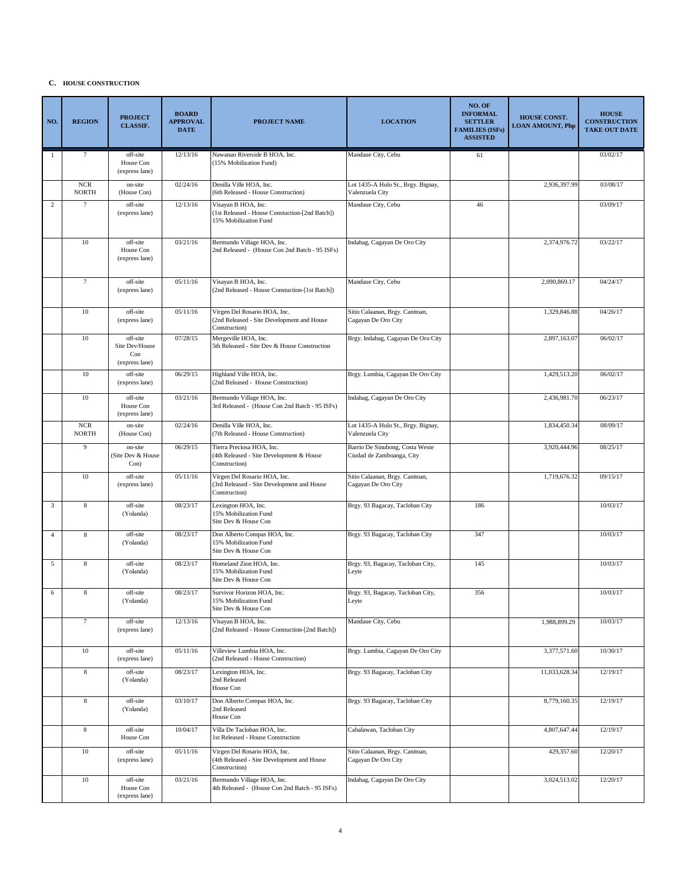**C. HOUSE CONSTRUCTION**

| NO. | REGION | PROJECT CLASSIF. | BOARD APPROVAL DATE | PROJECT NAME | LOCATION | NO. OF INFORMAL SETTLER FAMILIES (ISFs) ASSISTED | HOUSE CONST. LOAN AMOUNT, Php | HOUSE CONSTRUCTION TAKE OUT DATE |
|---|---|---|---|---|---|---|---|---|
| 1 | 7 | off-site House Con (express lane) | 12/13/16 | Nawanao Riverside B HOA, Inc. (15% Mobilization Fund) | Mandaue City, Cebu | 61 | | 03/02/17 |
| | NCR NORTH | on-site (House Con) | 02/24/16 | Denilla Ville HOA, Inc. (6th Released - House Construction) | Lot 1435-A Hulo St., Brgy. Bignay, Valenzuela City | | 2,936,397.99 | 03/08/17 |
| 2 | 7 | off-site (express lane) | 12/13/16 | Visayan B HOA, Inc. (1st Released - House Constuction-[2nd Batch]) 15% Mobilization Fund | Mandaue City, Cebu | 46 | | 03/09/17 |
| | 10 | off-site House Con (express lane) | 03/21/16 | Bermundo Village HOA, Inc. 2nd Released - (House Con 2nd Batch - 95 ISFs) | Indahag, Cagayan De Oro City | | 2,374,976.72 | 03/22/17 |
| | 7 | off-site (express lane) | 05/11/16 | Visayan B HOA, Inc. (2nd Released - House Constuction-[1st Batch]) | Mandaue City, Cebu | | 2,090,869.17 | 04/24/17 |
| | 10 | off-site (express lane) | 05/11/16 | Virgen Del Rosario HOA, Inc. (2nd Released - Site Development and House Construction) | Sitio Calaanan, Brgy. Canitoan, Cagayan De Oro City | | 1,329,846.88 | 04/26/17 |
| | 10 | off-site Site Dev/House Con (express lane) | 07/28/15 | Mergeville HOA, Inc. 5th Released - Site Dev & House Construction | Brgy. Indahag, Cagayan De Oro City | | 2,897,163.07 | 06/02/17 |
| | 10 | off-site (express lane) | 06/29/15 | Highland Ville HOA, Inc. (2nd Released - House Construction) | Brgy. Lumbia, Cagayan De Oro City | | 1,429,513.20 | 06/02/17 |
| | 10 | off-site House Con (express lane) | 03/21/16 | Bermundo Village HOA, Inc. 3rd Released - (House Con 2nd Batch - 95 ISFs) | Indahag, Cagayan De Oro City | | 2,436,981.70 | 06/23/17 |
| | NCR NORTH | on-site (House Con) | 02/24/16 | Denilla Ville HOA, Inc. (7th Released - House Construction) | Lot 1435-A Hulo St., Brgy. Bignay, Valenzuela City | | 1,834,450.34 | 08/09/17 |
| | 9 | on-site (Site Dev & House Con) | 06/29/15 | Tierra Preciosa HOA, Inc. (4th Released - Site Development & House Construction) | Barrio De Sinubong, Costa Weste Ciudad de Zamboanga, City | | 3,920,444.96 | 08/25/17 |
| | 10 | off-site (express lane) | 05/11/16 | Virgen Del Rosario HOA, Inc. (3rd Released - Site Development and House Construction) | Sitio Calaanan, Brgy. Canitoan, Cagayan De Oro City | | 1,719,676.32 | 09/15/17 |
| 3 | 8 | off-site (Yolanda) | 08/23/17 | Lexington HOA, Inc. 15% Mobilization Fund Site Dev & House Con | Brgy. 93 Bagacay, Tacloban City | 186 | | 10/03/17 |
| 4 | 8 | off-site (Yolanda) | 08/23/17 | Don Alberto Compas HOA, Inc. 15% Mobilization Fund Site Dev & House Con | Brgy. 93 Bagacay, Tacloban City | 347 | | 10/03/17 |
| 5 | 8 | off-site (Yolanda) | 08/23/17 | Homeland Zion HOA, Inc. 15% Mobilization Fund Site Dev & House Con | Brgy. 93, Bagacay, Tacloban City, Leyte | 145 | | 10/03/17 |
| 6 | 8 | off-site (Yolanda) | 08/23/17 | Survivor Horizon HOA, Inc. 15% Mobilization Fund Site Dev & House Con | Brgy. 93, Bagacay, Tacloban City, Leyte | 356 | | 10/03/17 |
| | 7 | off-site (express lane) | 12/13/16 | Visayan B HOA, Inc. (2nd Released - House Constuction-[2nd Batch]) | Mandaue City, Cebu | | 1,988,899.29 | 10/03/17 |
| | 10 | off-site (express lane) | 05/11/16 | Villeview Lumbia HOA, Inc. (2nd Released - House Construction) | Brgy. Lumbia, Cagayan De Oro City | | 3,377,571.60 | 10/30/17 |
| | 8 | off-site (Yolanda) | 08/23/17 | Lexington HOA, Inc. 2nd Released House Con | Brgy. 93 Bagacay, Tacloban City | | 11,033,628.34 | 12/19/17 |
| | 8 | off-site (Yolanda) | 03/10/17 | Don Alberto Compas HOA, Inc. 2nd Released House Con | Brgy. 93 Bagacay, Tacloban City | | 8,779,160.35 | 12/19/17 |
| | 8 | off-site House Con | 10/04/17 | Villa De Tacloban HOA, Inc. 1st Released - House Construction | Cabalawan, Tacloban City | | 4,807,647.44 | 12/19/17 |
| | 10 | off-site (express lane) | 05/11/16 | Virgen Del Rosario HOA, Inc. (4th Released - Site Development and House Construction) | Sitio Calaanan, Brgy. Canitoan, Cagayan De Oro City | | 429,357.60 | 12/20/17 |
| | 10 | off-site House Con (express lane) | 03/21/16 | Bermundo Village HOA, Inc. 4th Released - (House Con 2nd Batch - 95 ISFs) | Indahag, Cagayan De Oro City | | 3,024,513.02 | 12/20/17 |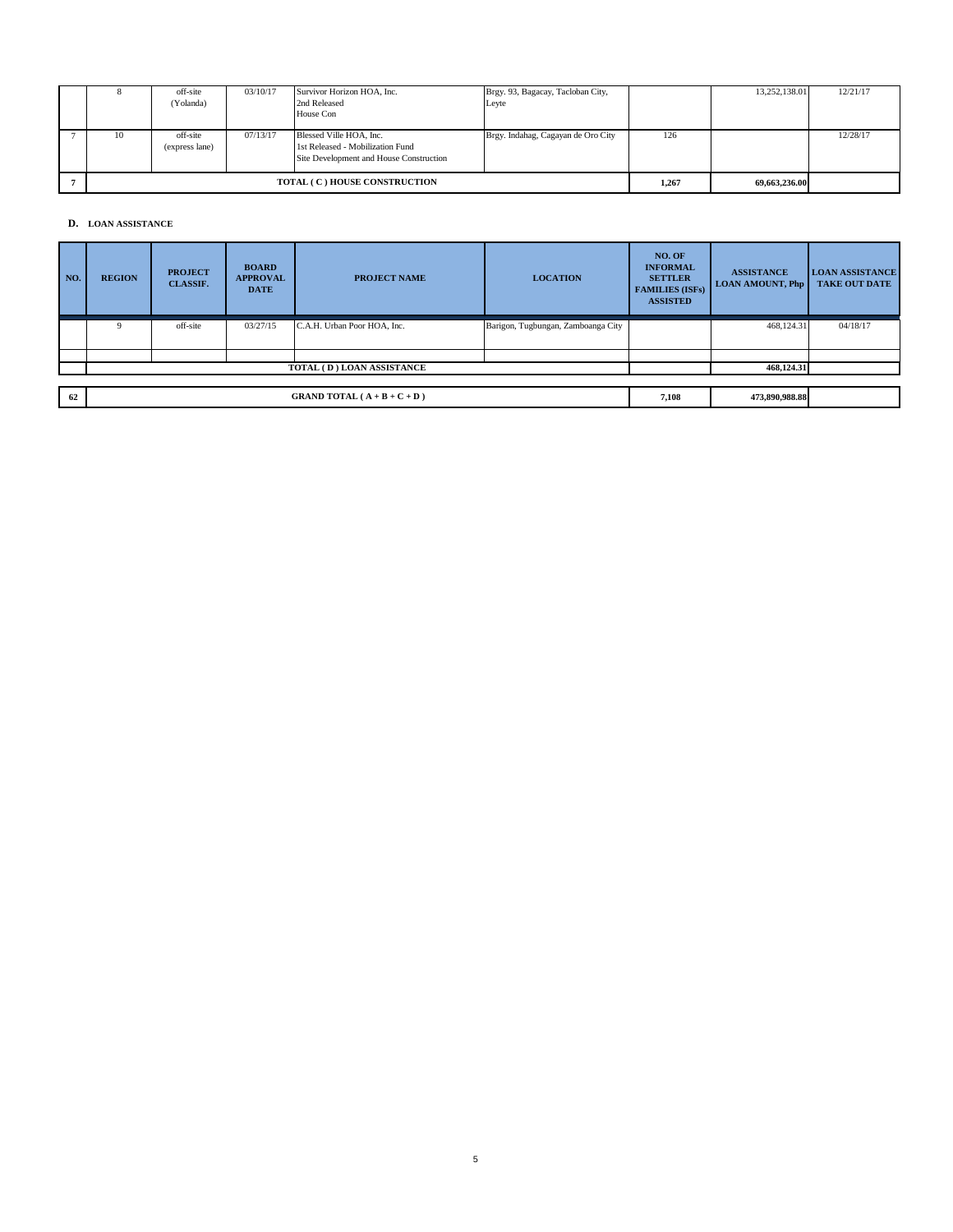| | | | | | | | | |
|---|---|---|---|---|---|---|---|---|
| | 8 | off-site (Yolanda) | 03/10/17 | Survivor Horizon HOA, Inc. 2nd Released House Con | Brgy. 93, Bagacay, Tacloban City, Leyte | | 13,252,138.01 | 12/21/17 |
| 7 | 10 | off-site (express lane) | 07/13/17 | Blessed Ville HOA, Inc. 1st Released - Mobilization Fund Site Development and House Construction | Brgy. Indahag, Cagayan de Oro City | 126 | | 12/28/17 |
| **7** | **TOTAL ( C ) HOUSE CONSTRUCTION** | | | | | **1,267** | **69,663,236.00** | |

**D. LOAN ASSISTANCE**

| NO. | REGION | PROJECT CLASSIF. | BOARD APPROVAL DATE | PROJECT NAME | LOCATION | NO. OF INFORMAL SETTLER FAMILIES (ISFs) ASSISTED | ASSISTANCE LOAN AMOUNT, Php | LOAN ASSISTANCE TAKE OUT DATE |
|---|---|---|---|---|---|---|---|---|
| | 9 | off-site | 03/27/15 | C.A.H. Urban Poor HOA, Inc. | Barigon, Tugbungan, Zamboanga City | | 468,124.31 | 04/18/17 |
| | | | | | | | | |
| | **TOTAL ( D ) LOAN ASSISTANCE** | | | | | | **468,124.31** | |
| **62** | **GRAND TOTAL ( A + B + C + D )** | | | | | **7,108** | **473,890,988.88** | |